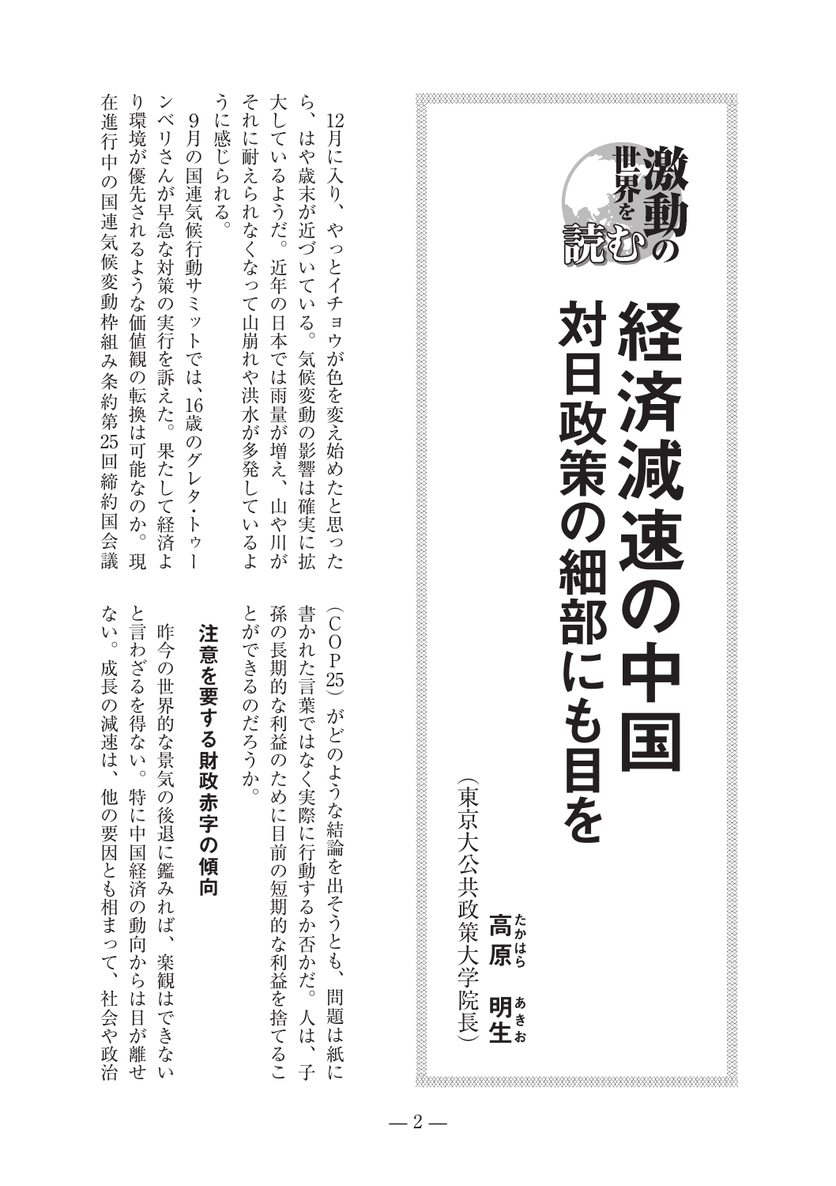激動の世界を読む

# 経済減速の中国 対日政策の細部にも目を

（東京大公共政策大学院長）高原（たかはら） 明生（あきお）

12月に入り、やっとイチョウが色を変え始めたと思ったら、はや歳末が近づいている。気候変動の影響は確実に拡大しているようだ。近年の日本では雨量が増え、山や川がそれに耐えられなくなって山崩れや洪水が多発しているように感じられる。

9月の国連気候行動サミットでは、16歳のグレタ・トゥーンベリさんが早急な対策の実行を訴えた。果たして経済より環境が優先されるような価値観の転換は可能なのか。現在進行中の国連気候変動枠組み条約第25回締約国会議（COP25）がどのような結論を出そうとも、問題は紙に書かれた言葉ではなく実際に行動するか否かだ。人は、子孫の長期的な利益のために目前の短期的な利益を捨てることができるのだろうか。

## 注意を要する財政赤字の傾向

昨今の世界的な景気の後退に鑑みれば、楽観はできないと言わざるを得ない。特に中国経済の動向からは目が離せない。成長の減速は、他の要因とも相まって、社会や政治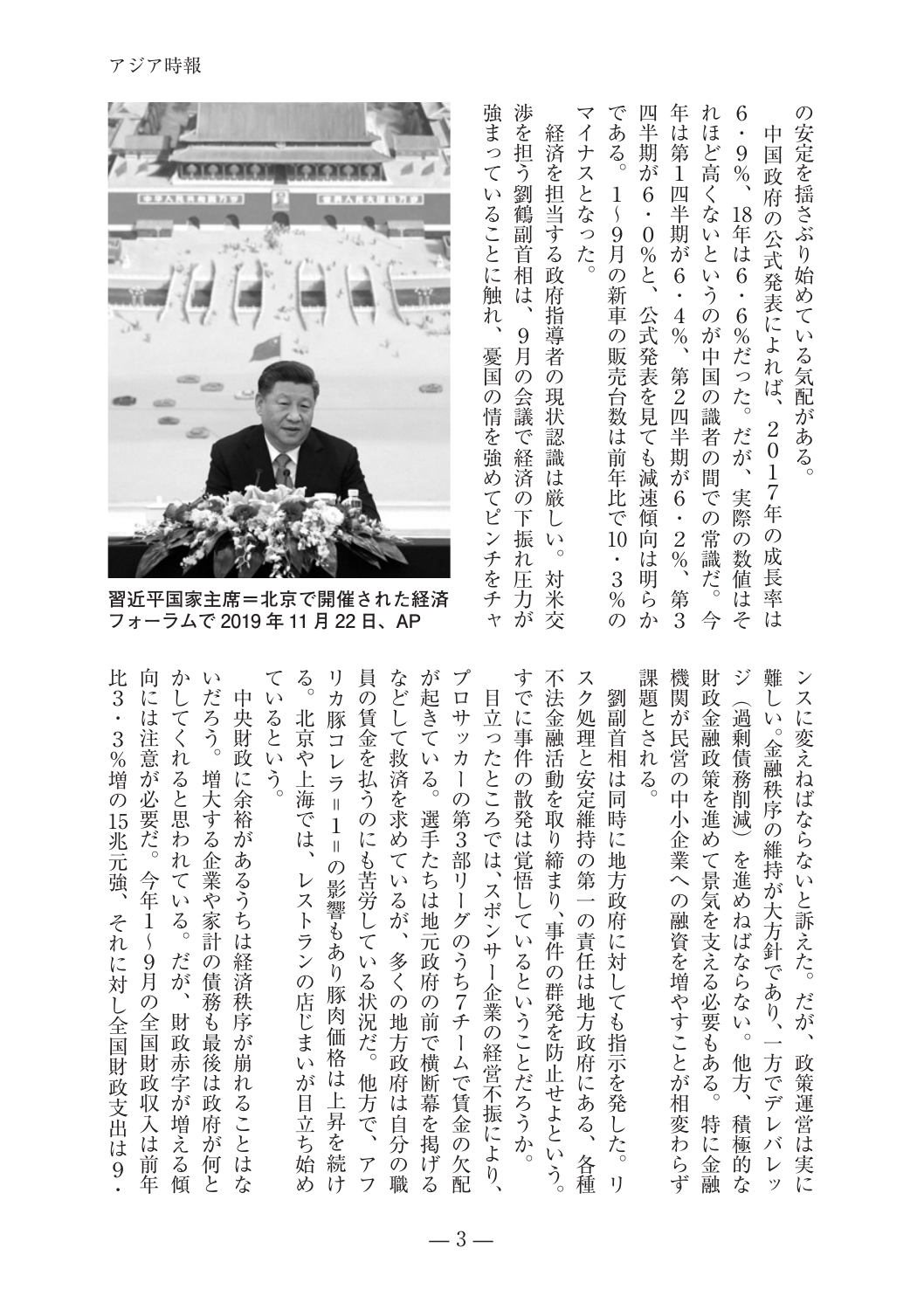の安定を揺さぶり始めている気配がある。

中国政府の公式発表によれば、2017年の成長率は6・9％、18年は6・6％だった。だが、実際の数値はそれほど高くないというのが中国の識者の間での常識だ。今年は第1四半期が6・4％、第2四半期が6・2％、第3四半期が6・0％と、公式発表を見ても減速傾向は明らかである。1〜9月の新車の販売台数は前年比で10・3％のマイナスとなった。

経済を担当する政府指導者の現状認識は厳しい。対米交渉を担う劉鶴副首相は、9月の会議で経済の下振れ圧力が強まっていることに触れ、憂国の情を強めてピンチをチャンスに変えねばならないと訴えた。だが、政策運営は実に難しい。金融秩序の維持が大方針であり、一方でデレバレッジ（過剰債務削減）を進めねばならない。他方、積極的な財政金融政策を進めて景気を支える必要もある。特に金融機関が民営の中小企業への融資を増やすことが相変わらず課題とされる。

習近平国家主席＝北京で開催された経済フォーラムで2019年11月22日、AP

劉副首相は同時に地方政府に対しても指示を発した。リスク処理と安定維持の第一の責任は地方政府にある、各種不法金融活動を取り締まり、事件の群発を防止せよという。すでに事件の散発は覚悟しているということだろうか。

目立ったところでは、スポンサー企業の経営不振により、プロサッカーの第3部リーグのうち7チームで賃金の欠配が起きている。選手たちは地元政府の前で横断幕を掲げるなどして救済を求めているが、多くの地方政府は自分の職員の賃金を払うのにも苦労している状況だ。他方で、アフリカ豚コレラ＝1＝の影響もあり豚肉価格は上昇を続ける。北京や上海では、レストランの店じまいが目立ち始めているという。

中央財政に余裕があるうちは経済秩序が崩れることはないだろう。増大する企業や家計の債務も最後は政府が何とかしてくれると思われている。だが、財政赤字が増える傾向には注意が必要だ。今年1〜9月の全国財政収入は前年比3・3％増の15兆元強、それに対し全国財政支出は9・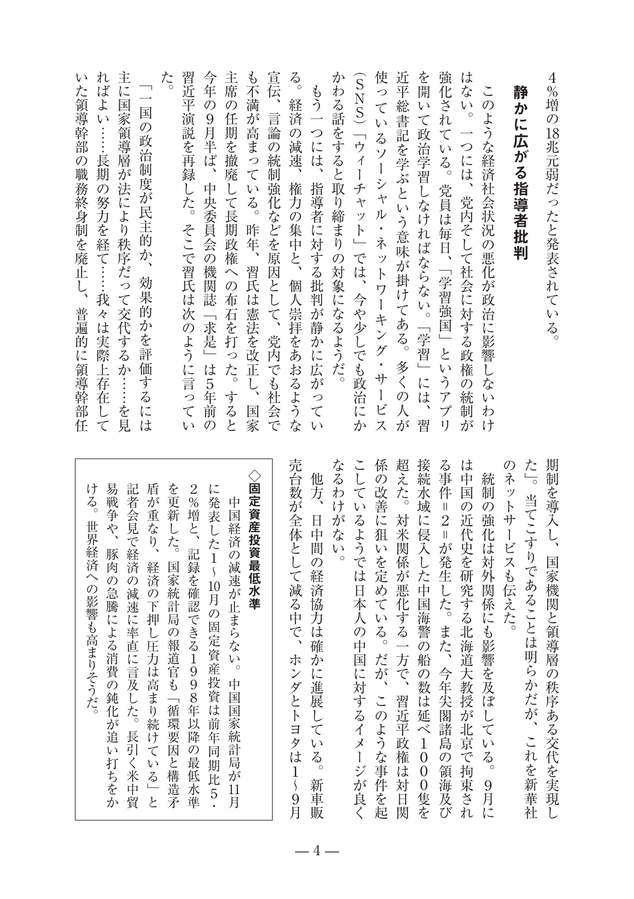4%増の18兆元弱だったと発表されている。

## 静かに広がる指導者批判

このような経済社会状況の悪化が政治に影響しないわけはない。一つには、党内そして社会に対する政権の統制が強化されている。党員は毎日、「学習強国」というアプリを開いて政治学習しなければならない。「学習」には、習近平総書記を学ぶという意味が掛けてある。多くの人が使っているソーシャル・ネットワーキング・サービス（SNS）「ウィーチャット」では、今や少しでも政治にかかわる話をすると取り締まりの対象になるようだ。

もう一つには、指導者に対する批判が静かに広がっている。経済の減速、権力の集中と、個人崇拝をあおるような宣伝、言論の統制強化などを原因として、党内でも社会でも不満が高まっている。昨年、習氏は憲法を改正し、国家主席の任期を撤廃して長期政権への布石を打った。すると今年の9月半ば、中央委員会の機関誌「求是」は5年前の習近平演説を再録した。そこで習氏は次のように言っていた。

「一国の政治制度が民主的か、効果的かを評価するには主に国家領導層が法により秩序だって交代するか……を見ればよい……長期の努力を経て……我々は実際上存在していた領導幹部の職務終身制を廃止し、普遍的に領導幹部任期制を導入し、国家機関と領導層の秩序ある交代を実現した」。当てこすりであることは明らかだが、これを新華社のネットサービスも伝えた。

統制の強化は対外関係にも影響を及ぼしている。9月には中国の近代史を研究する北海道大教授が北京で拘束される事件＝2＝が発生した。また、今年尖閣諸島の領海及び接続水域に侵入した中国海警の船の数は延べ1000隻を超えた。対米関係が悪化する一方で、習近平政権は対日関係の改善に狙いを定めている。だが、このような事件を起こしているようでは日本人の中国に対するイメージが良くなるわけがない。

他方、日中間の経済協力は確かに進展している。新車販売台数が全体として減る中で、ホンダとトヨタは1～9月

---

**◇固定資産投資最低水準**

中国経済の減速が止まらない。中国国家統計局が11月に発表した1～10月の固定資産投資は前年同期比5・2%増と、記録を確認できる1998年以降の最低水準を更新した。国家統計局の報道官も「循環要因と構造矛盾が重なり、経済の下押し圧力は高まり続けている」と記者会見で経済の減速に率直に言及した。長引く米中貿易戦争や、豚肉の急騰による消費の鈍化が追い打ちをかける。世界経済への影響も高まりそうだ。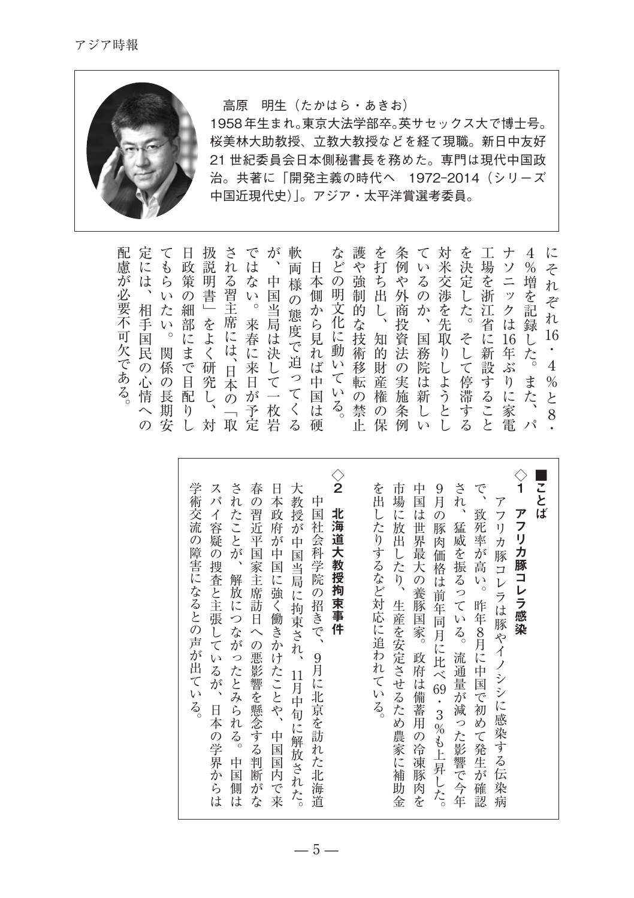高原　明生（たかはら・あきお）
1958年生まれ。東京大法学部卒。英サセックス大で博士号。桜美林大助教授、立教大教授などを経て現職。新日中友好21世紀委員会日本側秘書長を務めた。専門は現代中国政治。共著に「開発主義の時代へ　1972-2014（シリーズ中国近現代史）」。アジア・太平洋賞選考委員。

にそれぞれ16・4％と8・4％増を記録した。また、パナソニックは16年ぶりに家電工場を浙江省に新設することを決定した。そして停滞する対米交渉を先取りしようとしているのか、国務院は新しい条例や外商投資法の実施条例を打ち出し、知的財産権の保護や強制的な技術移転の禁止などの明文化に動いている。

日本側から見れば中国は硬軟両様の態度で迫ってくるが、中国当局は決して一枚岩ではない。来春に来日が予定される習主席には、日本の「取扱説明書」をよく研究し、対日政策の細部にまで目配りしてもらいたい。関係の長期安定には、相手国民の心情への配慮が必要不可欠である。

■ことば

◇1　**アフリカ豚コレラ感染**

アフリカ豚コレラは豚やイノシシに感染する伝染病で、致死率が高い。昨年8月に中国で初めて発生が確認され、猛威を振るっている。流通量が減った影響で今年9月の豚肉価格は前年同月に比べ69・3％も上昇した。中国は世界最大の養豚国家。政府は備蓄用の冷凍豚肉を市場に放出したり、生産を安定させるため農家に補助金を出したりするなど対応に追われている。

◇2　**北海道大教授拘束事件**

中国社会科学院の招きで、9月に北京を訪れた北海道大教授が中国当局に拘束され、11月中旬に解放された。日本政府が中国に強く働きかけたことや、中国国内で来春の習近平国家主席訪日への悪影響を懸念する判断がなされたことが、解放につながったとみられる。中国側はスパイ容疑の捜査と主張しているが、日本の学界からは学術交流の障害になるとの声が出ている。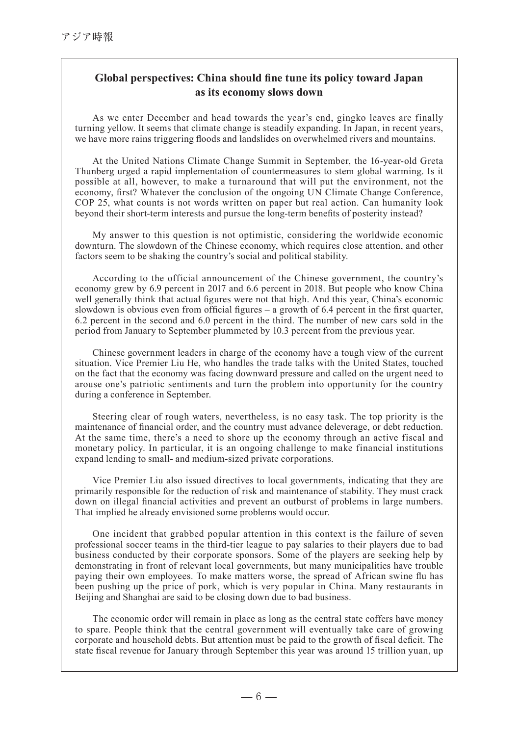## Global perspectives: China should fine tune its policy toward Japan as its economy slows down

As we enter December and head towards the year's end, gingko leaves are finally turning yellow. It seems that climate change is steadily expanding. In Japan, in recent years, we have more rains triggering floods and landslides on overwhelmed rivers and mountains.

At the United Nations Climate Change Summit in September, the 16-year-old Greta Thunberg urged a rapid implementation of countermeasures to stem global warming. Is it possible at all, however, to make a turnaround that will put the environment, not the economy, first? Whatever the conclusion of the ongoing UN Climate Change Conference, COP 25, what counts is not words written on paper but real action. Can humanity look beyond their short-term interests and pursue the long-term benefits of posterity instead?

My answer to this question is not optimistic, considering the worldwide economic downturn. The slowdown of the Chinese economy, which requires close attention, and other factors seem to be shaking the country's social and political stability.

According to the official announcement of the Chinese government, the country's economy grew by 6.9 percent in 2017 and 6.6 percent in 2018. But people who know China well generally think that actual figures were not that high. And this year, China's economic slowdown is obvious even from official figures – a growth of 6.4 percent in the first quarter, 6.2 percent in the second and 6.0 percent in the third. The number of new cars sold in the period from January to September plummeted by 10.3 percent from the previous year.

Chinese government leaders in charge of the economy have a tough view of the current situation. Vice Premier Liu He, who handles the trade talks with the United States, touched on the fact that the economy was facing downward pressure and called on the urgent need to arouse one's patriotic sentiments and turn the problem into opportunity for the country during a conference in September.

Steering clear of rough waters, nevertheless, is no easy task. The top priority is the maintenance of financial order, and the country must advance deleverage, or debt reduction. At the same time, there's a need to shore up the economy through an active fiscal and monetary policy. In particular, it is an ongoing challenge to make financial institutions expand lending to small- and medium-sized private corporations.

Vice Premier Liu also issued directives to local governments, indicating that they are primarily responsible for the reduction of risk and maintenance of stability. They must crack down on illegal financial activities and prevent an outburst of problems in large numbers. That implied he already envisioned some problems would occur.

One incident that grabbed popular attention in this context is the failure of seven professional soccer teams in the third-tier league to pay salaries to their players due to bad business conducted by their corporate sponsors. Some of the players are seeking help by demonstrating in front of relevant local governments, but many municipalities have trouble paying their own employees. To make matters worse, the spread of African swine flu has been pushing up the price of pork, which is very popular in China. Many restaurants in Beijing and Shanghai are said to be closing down due to bad business.

The economic order will remain in place as long as the central state coffers have money to spare. People think that the central government will eventually take care of growing corporate and household debts. But attention must be paid to the growth of fiscal deficit. The state fiscal revenue for January through September this year was around 15 trillion yuan, up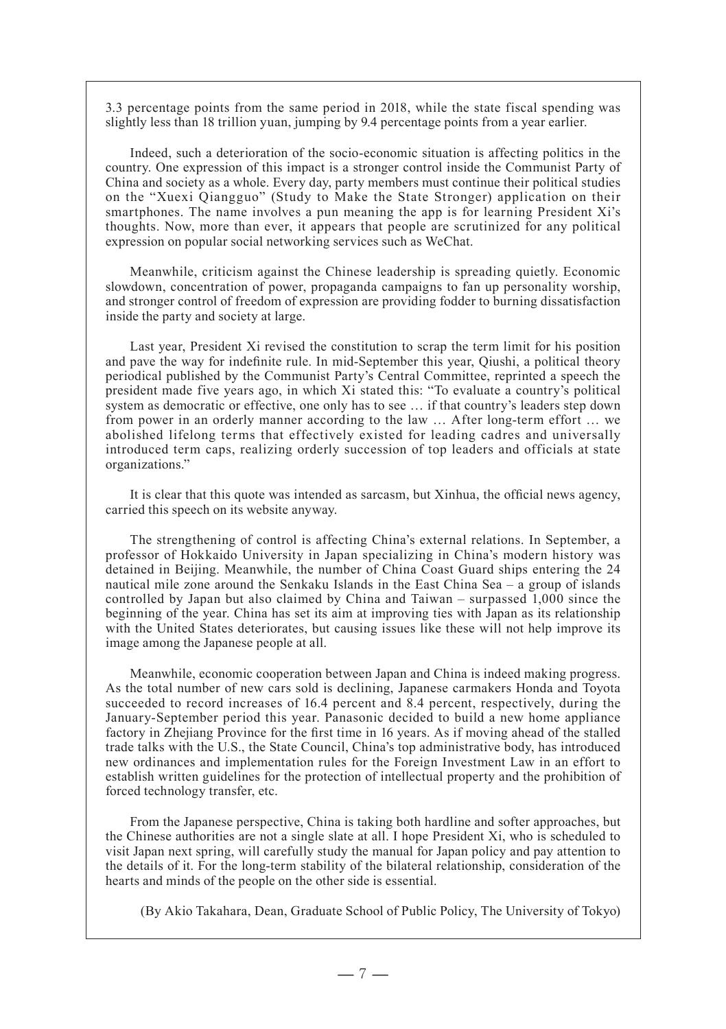3.3 percentage points from the same period in 2018, while the state fiscal spending was slightly less than 18 trillion yuan, jumping by 9.4 percentage points from a year earlier.

Indeed, such a deterioration of the socio-economic situation is affecting politics in the country. One expression of this impact is a stronger control inside the Communist Party of China and society as a whole. Every day, party members must continue their political studies on the "Xuexi Qiangguo" (Study to Make the State Stronger) application on their smartphones. The name involves a pun meaning the app is for learning President Xi's thoughts. Now, more than ever, it appears that people are scrutinized for any political expression on popular social networking services such as WeChat.

Meanwhile, criticism against the Chinese leadership is spreading quietly. Economic slowdown, concentration of power, propaganda campaigns to fan up personality worship, and stronger control of freedom of expression are providing fodder to burning dissatisfaction inside the party and society at large.

Last year, President Xi revised the constitution to scrap the term limit for his position and pave the way for indefinite rule. In mid-September this year, Qiushi, a political theory periodical published by the Communist Party's Central Committee, reprinted a speech the president made five years ago, in which Xi stated this: "To evaluate a country's political system as democratic or effective, one only has to see … if that country's leaders step down from power in an orderly manner according to the law … After long-term effort … we abolished lifelong terms that effectively existed for leading cadres and universally introduced term caps, realizing orderly succession of top leaders and officials at state organizations."

It is clear that this quote was intended as sarcasm, but Xinhua, the official news agency, carried this speech on its website anyway.

The strengthening of control is affecting China's external relations. In September, a professor of Hokkaido University in Japan specializing in China's modern history was detained in Beijing. Meanwhile, the number of China Coast Guard ships entering the 24 nautical mile zone around the Senkaku Islands in the East China Sea – a group of islands controlled by Japan but also claimed by China and Taiwan – surpassed 1,000 since the beginning of the year. China has set its aim at improving ties with Japan as its relationship with the United States deteriorates, but causing issues like these will not help improve its image among the Japanese people at all.

Meanwhile, economic cooperation between Japan and China is indeed making progress. As the total number of new cars sold is declining, Japanese carmakers Honda and Toyota succeeded to record increases of 16.4 percent and 8.4 percent, respectively, during the January-September period this year. Panasonic decided to build a new home appliance factory in Zhejiang Province for the first time in 16 years. As if moving ahead of the stalled trade talks with the U.S., the State Council, China's top administrative body, has introduced new ordinances and implementation rules for the Foreign Investment Law in an effort to establish written guidelines for the protection of intellectual property and the prohibition of forced technology transfer, etc.

From the Japanese perspective, China is taking both hardline and softer approaches, but the Chinese authorities are not a single slate at all. I hope President Xi, who is scheduled to visit Japan next spring, will carefully study the manual for Japan policy and pay attention to the details of it. For the long-term stability of the bilateral relationship, consideration of the hearts and minds of the people on the other side is essential.

(By Akio Takahara, Dean, Graduate School of Public Policy, The University of Tokyo)